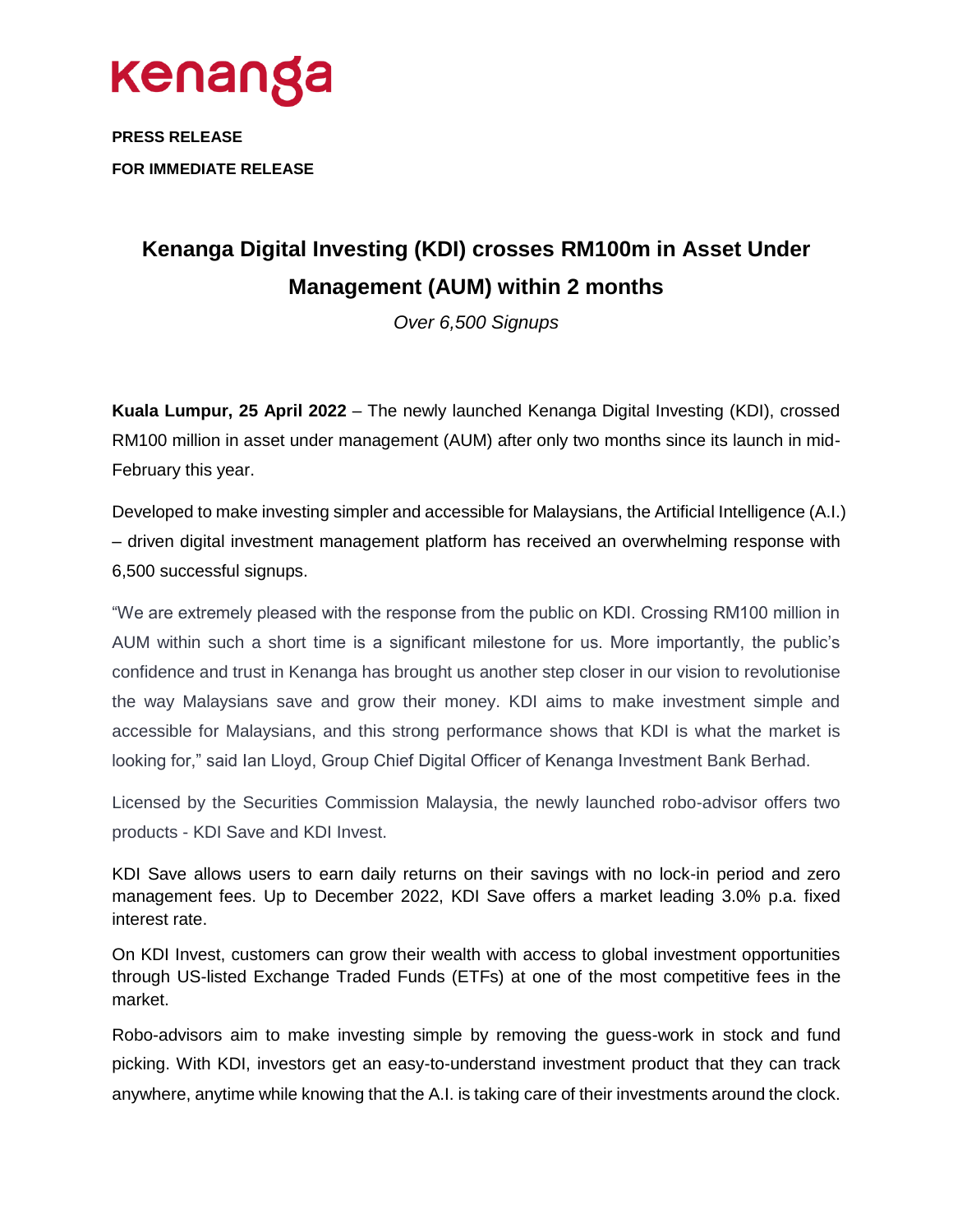kenanga

**PRESS RELEASE**

**FOR IMMEDIATE RELEASE**

# Kenanga Digital Investing (KDI) crosses RM100m in Asset Under Management (AUM) within 2 months

*Over 6,500 Signups*

**Kuala Lumpur, 25 April 2022** – The newly launched Kenanga Digital Investing (KDI), crossed RM100 million in asset under management (AUM) after only two months since its launch in mid-February this year.

Developed to make investing simpler and accessible for Malaysians, the Artificial Intelligence (A.I.) – driven digital investment management platform has received an overwhelming response with 6,500 successful signups.

"We are extremely pleased with the response from the public on KDI. Crossing RM100 million in AUM within such a short time is a significant milestone for us. More importantly, the public's confidence and trust in Kenanga has brought us another step closer in our vision to revolutionise the way Malaysians save and grow their money. KDI aims to make investment simple and accessible for Malaysians, and this strong performance shows that KDI is what the market is looking for," said Ian Lloyd, Group Chief Digital Officer of Kenanga Investment Bank Berhad.

Licensed by the Securities Commission Malaysia, the newly launched robo-advisor offers two products - KDI Save and KDI Invest.

KDI Save allows users to earn daily returns on their savings with no lock-in period and zero management fees. Up to December 2022, KDI Save offers a market leading 3.0% p.a. fixed interest rate.

On KDI Invest, customers can grow their wealth with access to global investment opportunities through US-listed Exchange Traded Funds (ETFs) at one of the most competitive fees in the market.

Robo-advisors aim to make investing simple by removing the guess-work in stock and fund picking. With KDI, investors get an easy-to-understand investment product that they can track anywhere, anytime while knowing that the A.I. is taking care of their investments around the clock.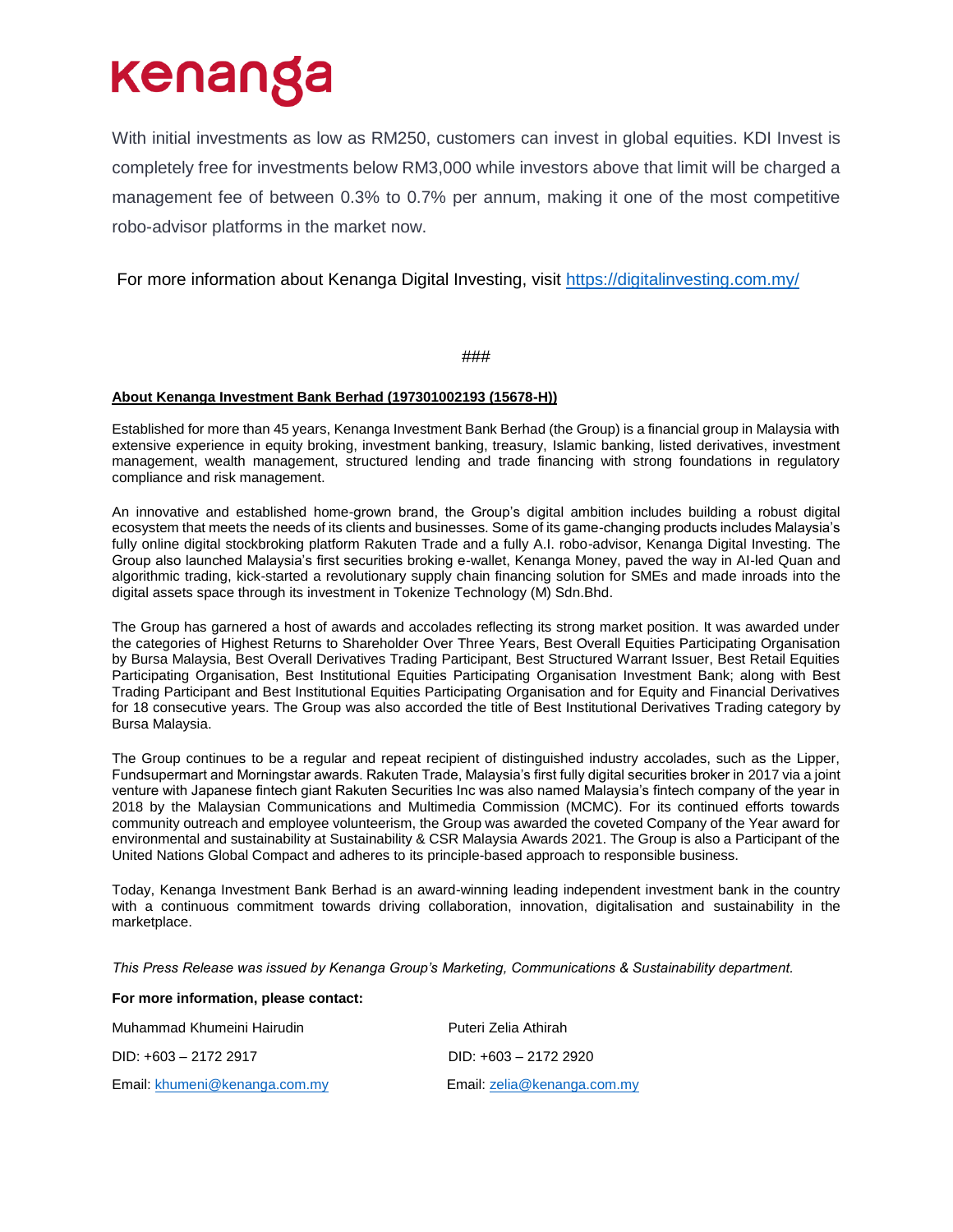With initial investments as low as RM250, customers can invest in global equities. KDI Invest is completely free for investments below RM3,000 while investors above that limit will be charged a management fee of between 0.3% to 0.7% per annum, making it one of the most competitive robo-advisor platforms in the market now.

For more information about Kenanga Digital Investing, visit https://digitalinvesting.com.my/

###

**About Kenanga Investment Bank Berhad (197301002193 (15678-H))**

Established for more than 45 years, Kenanga Investment Bank Berhad (the Group) is a financial group in Malaysia with extensive experience in equity broking, investment banking, treasury, Islamic banking, listed derivatives, investment management, wealth management, structured lending and trade financing with strong foundations in regulatory compliance and risk management.

An innovative and established home-grown brand, the Group's digital ambition includes building a robust digital ecosystem that meets the needs of its clients and businesses. Some of its game-changing products includes Malaysia's fully online digital stockbroking platform Rakuten Trade and a fully A.I. robo-advisor, Kenanga Digital Investing. The Group also launched Malaysia's first securities broking e-wallet, Kenanga Money, paved the way in AI-led Quan and algorithmic trading, kick-started a revolutionary supply chain financing solution for SMEs and made inroads into the digital assets space through its investment in Tokenize Technology (M) Sdn.Bhd.

The Group has garnered a host of awards and accolades reflecting its strong market position. It was awarded under the categories of Highest Returns to Shareholder Over Three Years, Best Overall Equities Participating Organisation by Bursa Malaysia, Best Overall Derivatives Trading Participant, Best Structured Warrant Issuer, Best Retail Equities Participating Organisation, Best Institutional Equities Participating Organisation Investment Bank; along with Best Trading Participant and Best Institutional Equities Participating Organisation and for Equity and Financial Derivatives for 18 consecutive years. The Group was also accorded the title of Best Institutional Derivatives Trading category by Bursa Malaysia.

The Group continues to be a regular and repeat recipient of distinguished industry accolades, such as the Lipper, Fundsupermart and Morningstar awards. Rakuten Trade, Malaysia's first fully digital securities broker in 2017 via a joint venture with Japanese fintech giant Rakuten Securities Inc was also named Malaysia's fintech company of the year in 2018 by the Malaysian Communications and Multimedia Commission (MCMC). For its continued efforts towards community outreach and employee volunteerism, the Group was awarded the coveted Company of the Year award for environmental and sustainability at Sustainability & CSR Malaysia Awards 2021. The Group is also a Participant of the United Nations Global Compact and adheres to its principle-based approach to responsible business.

Today, Kenanga Investment Bank Berhad is an award-winning leading independent investment bank in the country with a continuous commitment towards driving collaboration, innovation, digitalisation and sustainability in the marketplace.

*This Press Release was issued by Kenanga Group's Marketing, Communications & Sustainability department.*

**For more information, please contact:**

Muhammad Khumeini Hairudin
DID: +603 – 2172 2917
Email: khumeni@kenanga.com.my

Puteri Zelia Athirah
DID: +603 – 2172 2920
Email: zelia@kenanga.com.my